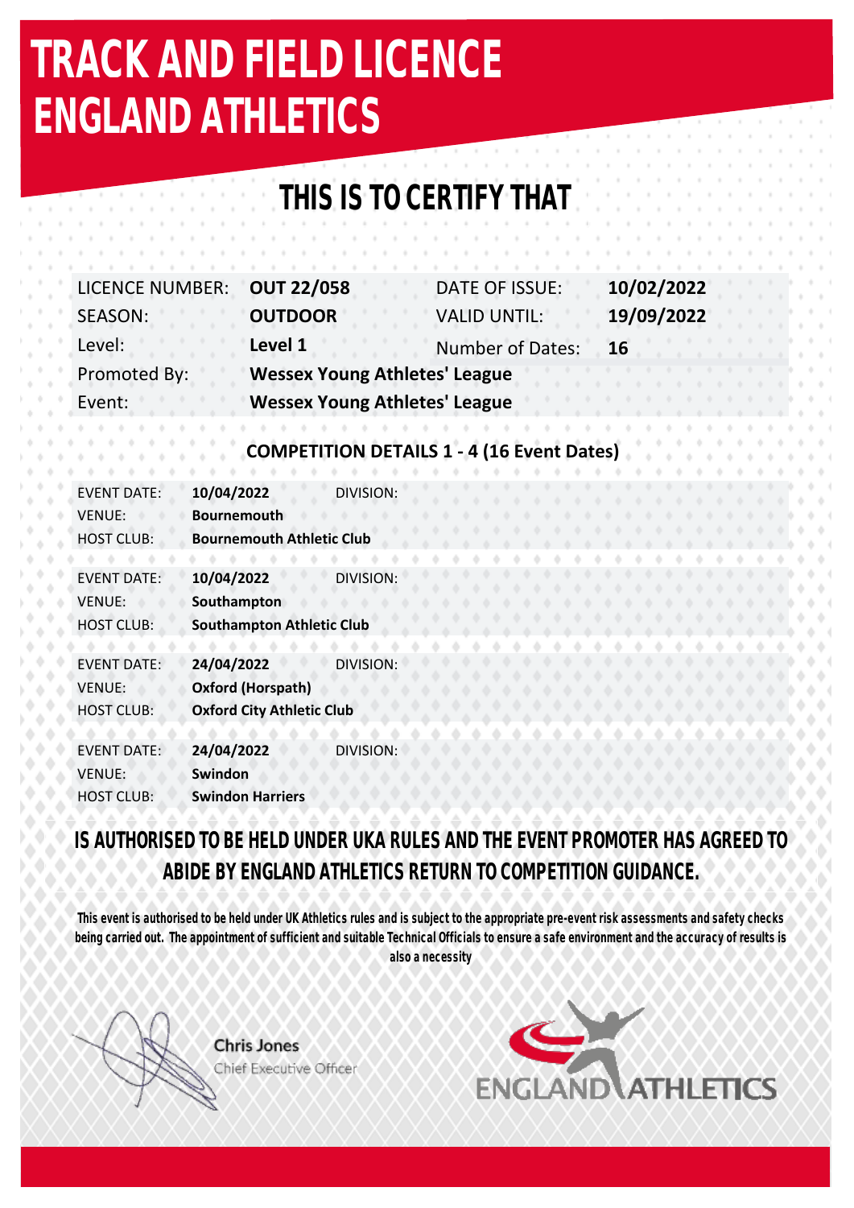# TRACK AND FIELD LICENCE
# ENGLAND ATHLETICS

## THIS IS TO CERTIFY THAT

| | | | |
|---|---|---|---|
| LICENCE NUMBER: | **OUT 22/058** | DATE OF ISSUE: | **10/02/2022** |
| SEASON: | **OUTDOOR** | VALID UNTIL: | **19/09/2022** |
| Level: | **Level 1** | Number of Dates: | **16** |
| Promoted By: | **Wessex Young Athletes' League** | | |
| Event: | **Wessex Young Athletes' League** | | |

### COMPETITION DETAILS 1 - 4 (16 Event Dates)

EVENT DATE: **10/04/2022** DIVISION:
VENUE: **Bournemouth**
HOST CLUB: **Bournemouth Athletic Club**

EVENT DATE: **10/04/2022** DIVISION:
VENUE: **Southampton**
HOST CLUB: **Southampton Athletic Club**

EVENT DATE: **24/04/2022** DIVISION:
VENUE: **Oxford (Horspath)**
HOST CLUB: **Oxford City Athletic Club**

EVENT DATE: **24/04/2022** DIVISION:
VENUE: **Swindon**
HOST CLUB: **Swindon Harriers**

**IS AUTHORISED TO BE HELD UNDER UKA RULES AND THE EVENT PROMOTER HAS AGREED TO ABIDE BY ENGLAND ATHLETICS RETURN TO COMPETITION GUIDANCE.**

**This event is authorised to be held under UK Athletics rules and is subject to the appropriate pre-event risk assessments and safety checks being carried out. The appointment of sufficient and suitable Technical Officials to ensure a safe environment and the accuracy of results is also a necessity**

**Chris Jones**
Chief Executive Officer

ENGLAND ATHLETICS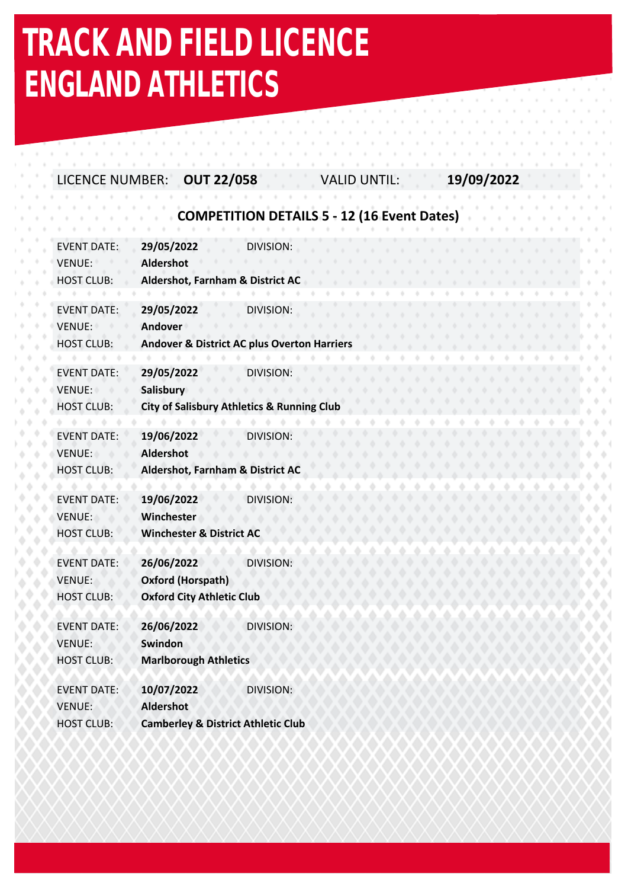# TRACK AND FIELD LICENCE
# ENGLAND ATHLETICS

LICENCE NUMBER: **OUT 22/058** VALID UNTIL: **19/09/2022**

## COMPETITION DETAILS 5 - 12 (16 Event Dates)

EVENT DATE: **29/05/2022** DIVISION:
VENUE: **Aldershot**
HOST CLUB: **Aldershot, Farnham & District AC**

EVENT DATE: **29/05/2022** DIVISION:
VENUE: **Andover**
HOST CLUB: **Andover & District AC plus Overton Harriers**

EVENT DATE: **29/05/2022** DIVISION:
VENUE: **Salisbury**
HOST CLUB: **City of Salisbury Athletics & Running Club**

EVENT DATE: **19/06/2022** DIVISION:
VENUE: **Aldershot**
HOST CLUB: **Aldershot, Farnham & District AC**

EVENT DATE: **19/06/2022** DIVISION:
VENUE: **Winchester**
HOST CLUB: **Winchester & District AC**

EVENT DATE: **26/06/2022** DIVISION:
VENUE: **Oxford (Horspath)**
HOST CLUB: **Oxford City Athletic Club**

EVENT DATE: **26/06/2022** DIVISION:
VENUE: **Swindon**
HOST CLUB: **Marlborough Athletics**

EVENT DATE: **10/07/2022** DIVISION:
VENUE: **Aldershot**
HOST CLUB: **Camberley & District Athletic Club**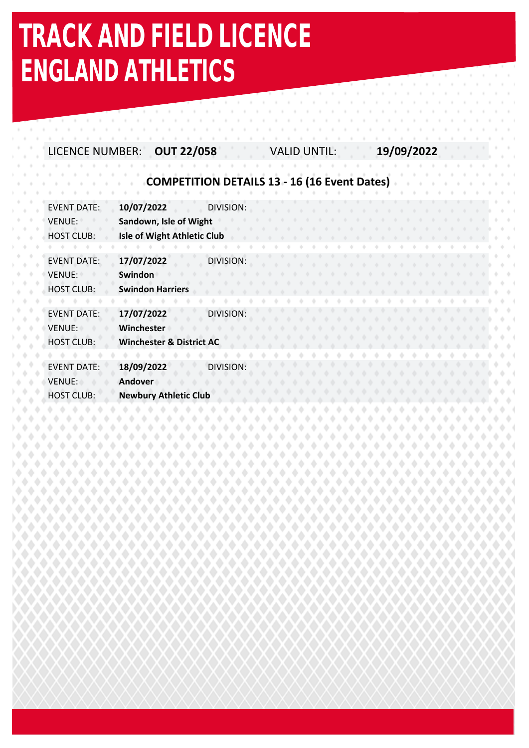# TRACK AND FIELD LICENCE
# ENGLAND ATHLETICS

LICENCE NUMBER: **OUT 22/058** VALID UNTIL: **19/09/2022**

## COMPETITION DETAILS 13 - 16 (16 Event Dates)

| | | | |
|---|---|---|---|
| EVENT DATE: | **10/07/2022** | DIVISION: | |
| VENUE: | **Sandown, Isle of Wight** | | |
| HOST CLUB: | **Isle of Wight Athletic Club** | | |

| | | | |
|---|---|---|---|
| EVENT DATE: | **17/07/2022** | DIVISION: | |
| VENUE: | **Swindon** | | |
| HOST CLUB: | **Swindon Harriers** | | |

| | | | |
|---|---|---|---|
| EVENT DATE: | **17/07/2022** | DIVISION: | |
| VENUE: | **Winchester** | | |
| HOST CLUB: | **Winchester & District AC** | | |

| | | | |
|---|---|---|---|
| EVENT DATE: | **18/09/2022** | DIVISION: | |
| VENUE: | **Andover** | | |
| HOST CLUB: | **Newbury Athletic Club** | | |